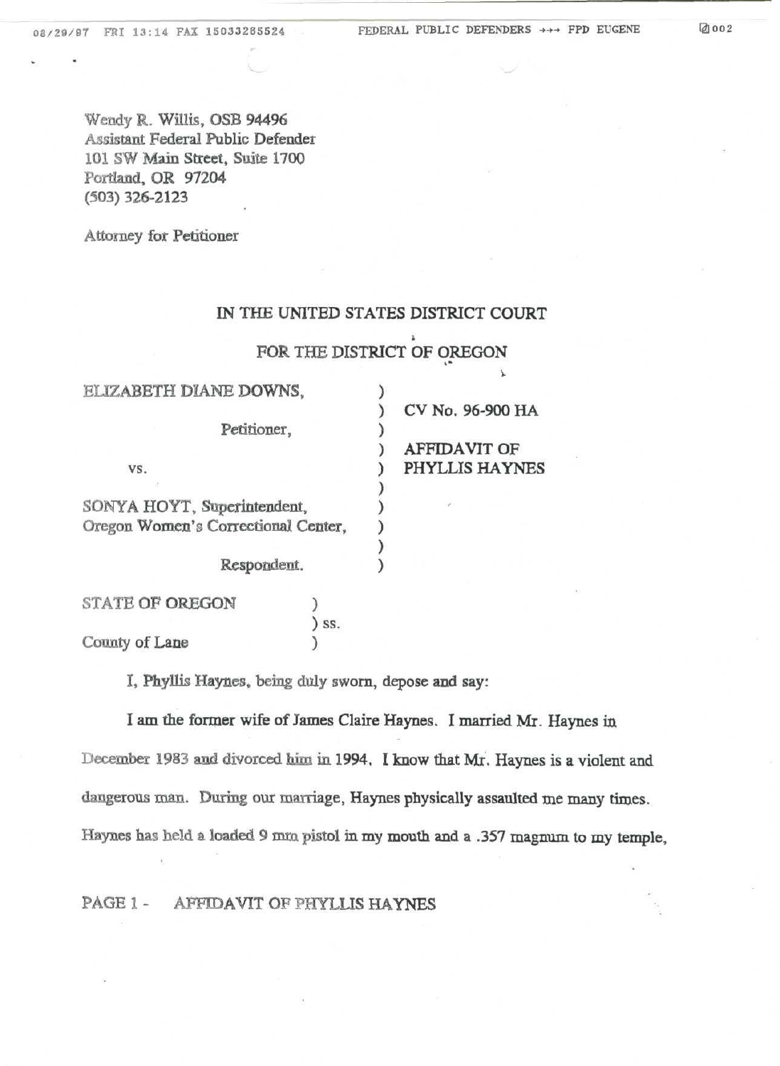Wendy R. Willis, OSB 94496
Assistant Federal Public Defender
101 SW Main Street, Suite 1700
Portland, OR 97204
(503) 326-2123

Attorney for Petitioner

IN THE UNITED STATES DISTRICT COURT

FOR THE DISTRICT OF OREGON

ELIZABETH DIANE DOWNS,

Petitioner,

vs.

SONYA HOYT, Superintendent,
Oregon Women's Correctional Center,

Respondent.

CV No. 96-900 HA

AFFIDAVIT OF
PHYLLIS HAYNES

STATE OF OREGON )
) ss.
County of Lane )

I, Phyllis Haynes, being duly sworn, depose and say:

I am the former wife of James Claire Haynes. I married Mr. Haynes in December 1983 and divorced him in 1994. I know that Mr. Haynes is a violent and dangerous man. During our marriage, Haynes physically assaulted me many times. Haynes has held a loaded 9 mm pistol in my mouth and a .357 magnum to my temple,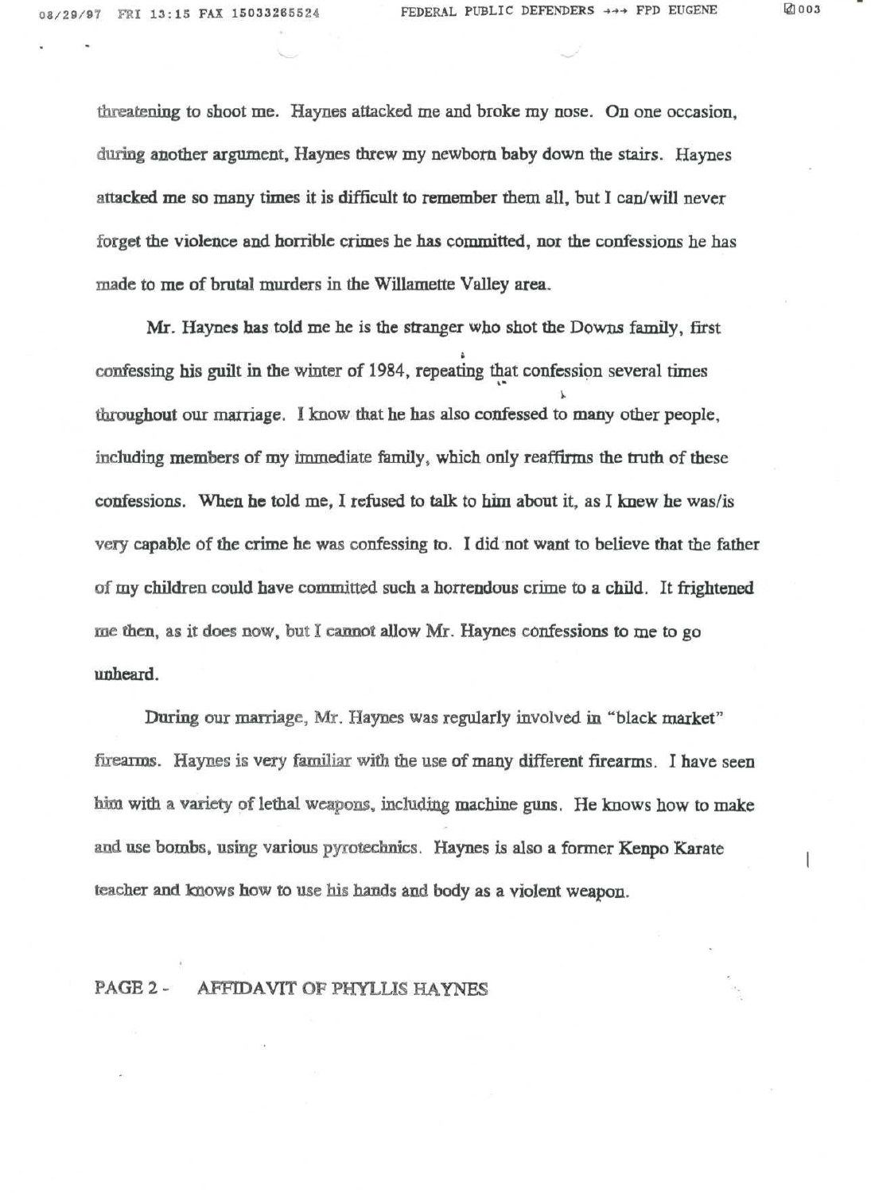threatening to shoot me. Haynes attacked me and broke my nose. On one occasion, during another argument, Haynes threw my newborn baby down the stairs. Haynes attacked me so many times it is difficult to remember them all, but I can/will never forget the violence and horrible crimes he has committed, nor the confessions he has made to me of brutal murders in the Willamette Valley area.

Mr. Haynes has told me he is the stranger who shot the Downs family, first confessing his guilt in the winter of 1984, repeating that confession several times throughout our marriage. I know that he has also confessed to many other people, including members of my immediate family, which only reaffirms the truth of these confessions. When he told me, I refused to talk to him about it, as I knew he was/is very capable of the crime he was confessing to. I did not want to believe that the father of my children could have committed such a horrendous crime to a child. It frightened me then, as it does now, but I cannot allow Mr. Haynes confessions to me to go unheard.

During our marriage, Mr. Haynes was regularly involved in "black market" firearms. Haynes is very familiar with the use of many different firearms. I have seen him with a variety of lethal weapons, including machine guns. He knows how to make and use bombs, using various pyrotechnics. Haynes is also a former Kenpo Karate teacher and knows how to use his hands and body as a violent weapon.

PAGE 2 - AFFIDAVIT OF PHYLLIS HAYNES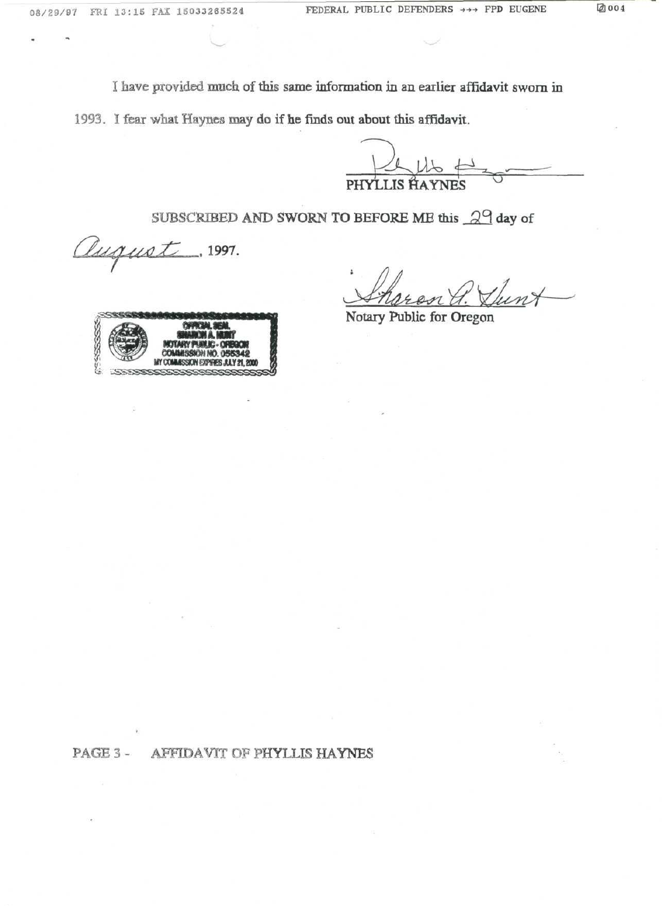I have provided much of this same information in an earlier affidavit sworn in 1993. I fear what Haynes may do if he finds out about this affidavit.

PHYLLIS HAYNES

SUBSCRIBED AND SWORN TO BEFORE ME this 29 day of August, 1997.

Notary Public for Oregon

OFFICIAL SEAL
SHARON A. HUNT
NOTARY PUBLIC - OREGON
COMMISSION NO. 055342
MY COMMISSION EXPIRES JULY 21, 2000

PAGE 3 - AFFIDAVIT OF PHYLLIS HAYNES